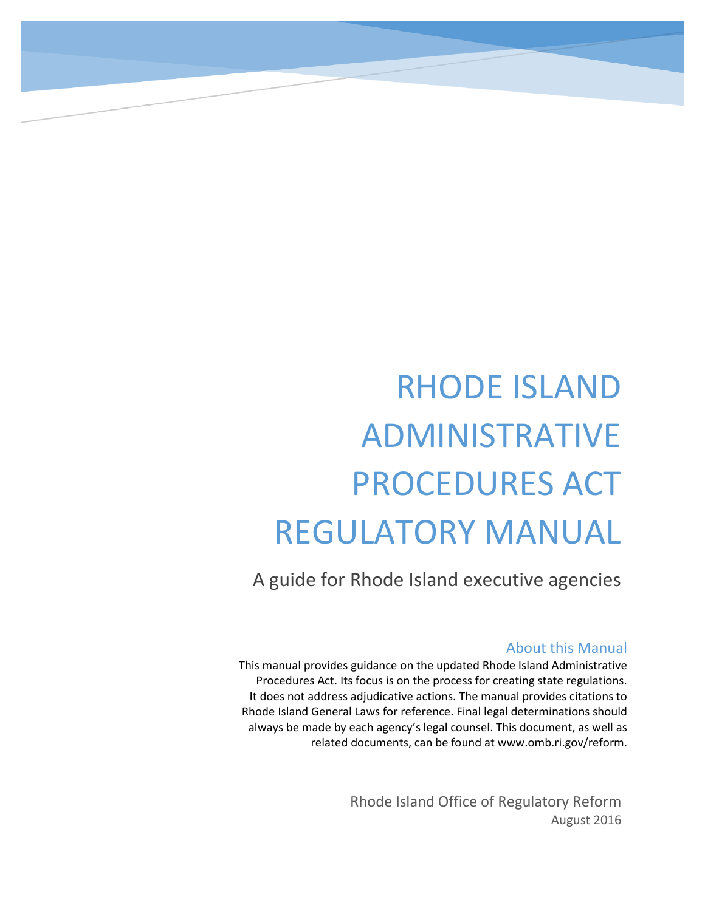# RHODE ISLAND ADMINISTRATIVE PROCEDURES ACT REGULATORY MANUAL

A guide for Rhode Island executive agencies

## About this Manual

This manual provides guidance on the updated Rhode Island Administrative Procedures Act. Its focus is on the process for creating state regulations. It does not address adjudicative actions. The manual provides citations to Rhode Island General Laws for reference. Final legal determinations should always be made by each agency's legal counsel. This document, as well as related documents, can be found at www.omb.ri.gov/reform.

Rhode Island Office of Regulatory Reform

August 2016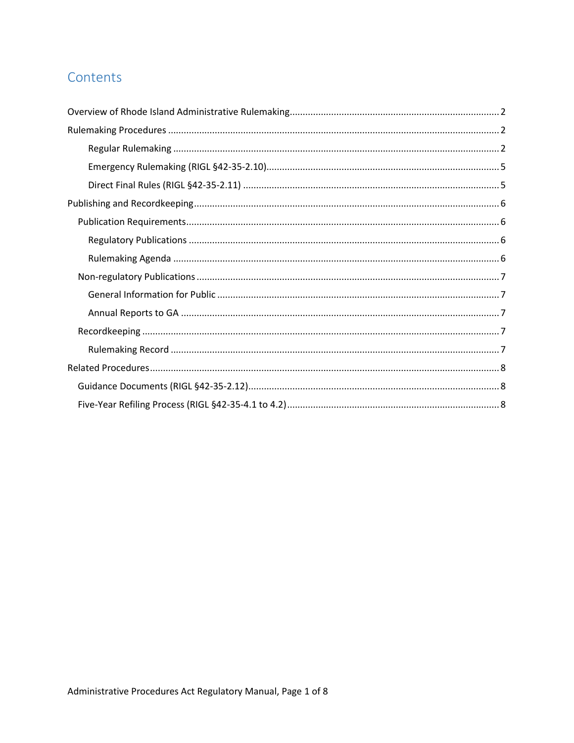# Contents

Overview of Rhode Island Administrative Rulemaking .......... 2

Rulemaking Procedures .......... 2

- Regular Rulemaking .......... 2
- Emergency Rulemaking (RIGL §42-35-2.10) .......... 5
- Direct Final Rules (RIGL §42-35-2.11) .......... 5

Publishing and Recordkeeping .......... 6

- Publication Requirements .......... 6
  - Regulatory Publications .......... 6
  - Rulemaking Agenda .......... 6
- Non-regulatory Publications .......... 7
  - General Information for Public .......... 7
  - Annual Reports to GA .......... 7
- Recordkeeping .......... 7
  - Rulemaking Record .......... 7

Related Procedures .......... 8

- Guidance Documents (RIGL §42-35-2.12) .......... 8
- Five-Year Refiling Process (RIGL §42-35-4.1 to 4.2) .......... 8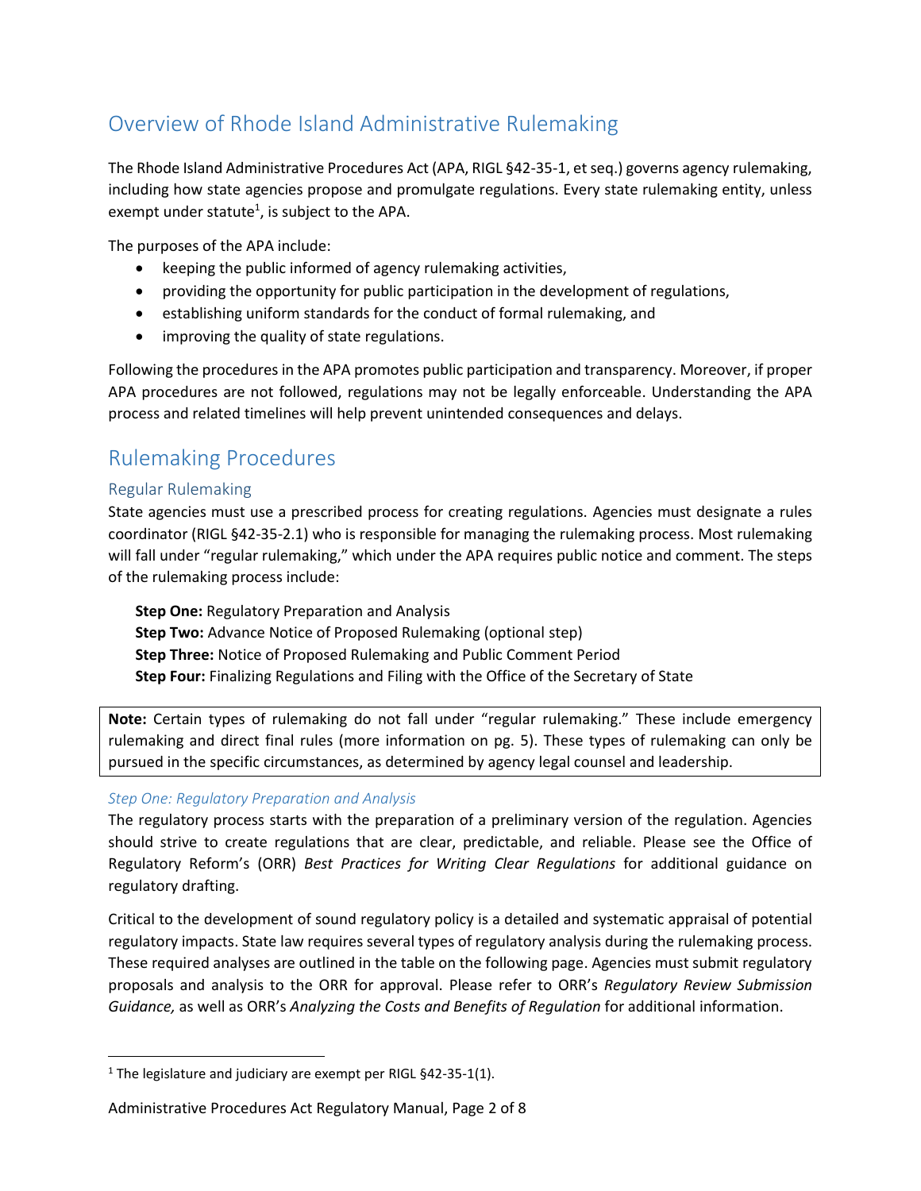## Overview of Rhode Island Administrative Rulemaking

The Rhode Island Administrative Procedures Act (APA, RIGL §42-35-1, et seq.) governs agency rulemaking, including how state agencies propose and promulgate regulations. Every state rulemaking entity, unless exempt under statute[1], is subject to the APA.

The purposes of the APA include:

- keeping the public informed of agency rulemaking activities,
- providing the opportunity for public participation in the development of regulations,
- establishing uniform standards for the conduct of formal rulemaking, and
- improving the quality of state regulations.

Following the procedures in the APA promotes public participation and transparency. Moreover, if proper APA procedures are not followed, regulations may not be legally enforceable. Understanding the APA process and related timelines will help prevent unintended consequences and delays.

## Rulemaking Procedures

### Regular Rulemaking

State agencies must use a prescribed process for creating regulations. Agencies must designate a rules coordinator (RIGL §42-35-2.1) who is responsible for managing the rulemaking process. Most rulemaking will fall under "regular rulemaking," which under the APA requires public notice and comment. The steps of the rulemaking process include:

**Step One:** Regulatory Preparation and Analysis
**Step Two:** Advance Notice of Proposed Rulemaking (optional step)
**Step Three:** Notice of Proposed Rulemaking and Public Comment Period
**Step Four:** Finalizing Regulations and Filing with the Office of the Secretary of State

> **Note:** Certain types of rulemaking do not fall under "regular rulemaking." These include emergency rulemaking and direct final rules (more information on pg. 5). These types of rulemaking can only be pursued in the specific circumstances, as determined by agency legal counsel and leadership.

#### *Step One: Regulatory Preparation and Analysis*

The regulatory process starts with the preparation of a preliminary version of the regulation. Agencies should strive to create regulations that are clear, predictable, and reliable. Please see the Office of Regulatory Reform's (ORR) *Best Practices for Writing Clear Regulations* for additional guidance on regulatory drafting.

Critical to the development of sound regulatory policy is a detailed and systematic appraisal of potential regulatory impacts. State law requires several types of regulatory analysis during the rulemaking process. These required analyses are outlined in the table on the following page. Agencies must submit regulatory proposals and analysis to the ORR for approval. Please refer to ORR's *Regulatory Review Submission Guidance,* as well as ORR's *Analyzing the Costs and Benefits of Regulation* for additional information.

[1] The legislature and judiciary are exempt per RIGL §42-35-1(1).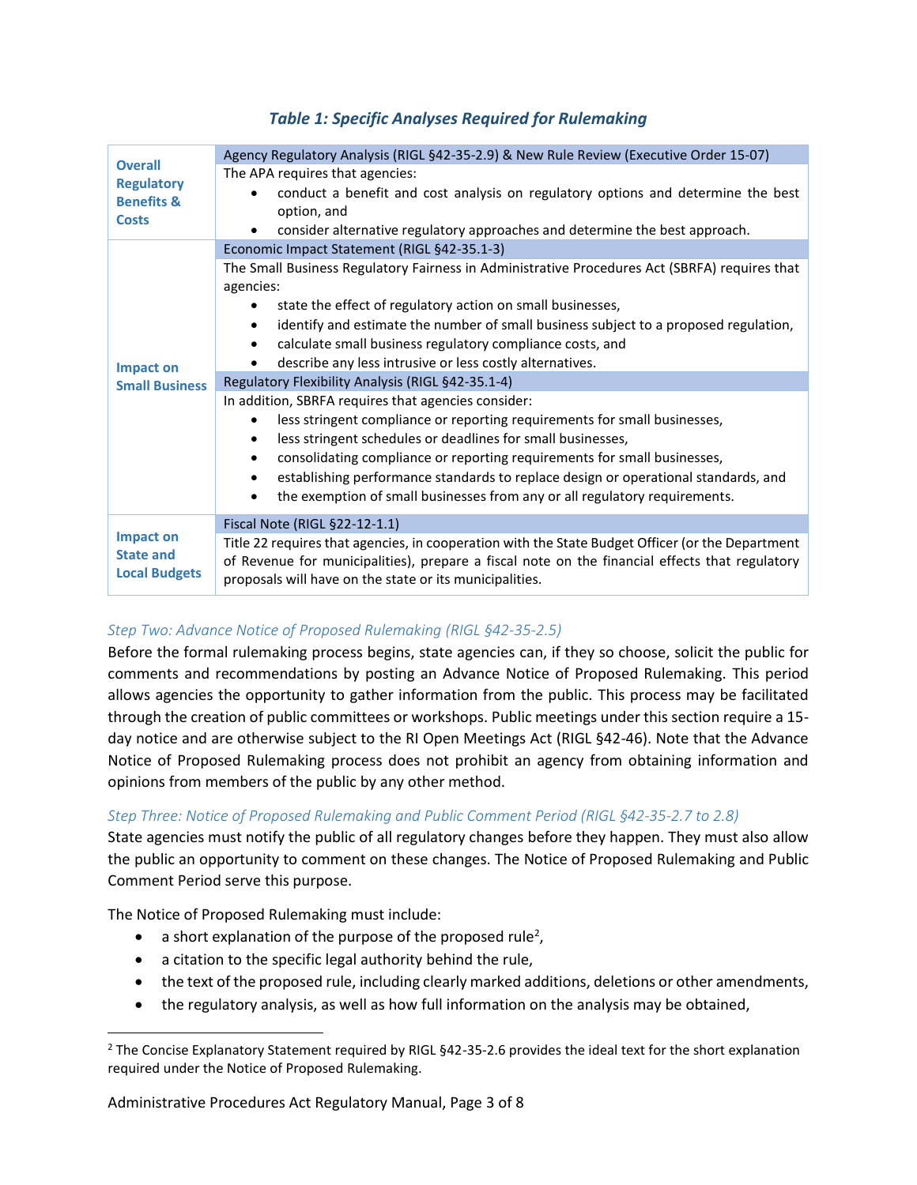*Table 1: Specific Analyses Required for Rulemaking*

| | |
|---|---|
| **Overall Regulatory Benefits & Costs** | Agency Regulatory Analysis (RIGL §42-35-2.9) & New Rule Review (Executive Order 15-07)<br>The APA requires that agencies:<br>• conduct a benefit and cost analysis on regulatory options and determine the best option, and<br>• consider alternative regulatory approaches and determine the best approach. |
| **Impact on Small Business** | Economic Impact Statement (RIGL §42-35.1-3)<br>The Small Business Regulatory Fairness in Administrative Procedures Act (SBRFA) requires that agencies:<br>• state the effect of regulatory action on small businesses,<br>• identify and estimate the number of small business subject to a proposed regulation,<br>• calculate small business regulatory compliance costs, and<br>• describe any less intrusive or less costly alternatives.<br><br>Regulatory Flexibility Analysis (RIGL §42-35.1-4)<br>In addition, SBRFA requires that agencies consider:<br>• less stringent compliance or reporting requirements for small businesses,<br>• less stringent schedules or deadlines for small businesses,<br>• consolidating compliance or reporting requirements for small businesses,<br>• establishing performance standards to replace design or operational standards, and<br>• the exemption of small businesses from any or all regulatory requirements. |
| **Impact on State and Local Budgets** | Fiscal Note (RIGL §22-12-1.1)<br>Title 22 requires that agencies, in cooperation with the State Budget Officer (or the Department of Revenue for municipalities), prepare a fiscal note on the financial effects that regulatory proposals will have on the state or its municipalities. |

*Step Two: Advance Notice of Proposed Rulemaking (RIGL §42-35-2.5)*

Before the formal rulemaking process begins, state agencies can, if they so choose, solicit the public for comments and recommendations by posting an Advance Notice of Proposed Rulemaking. This period allows agencies the opportunity to gather information from the public. This process may be facilitated through the creation of public committees or workshops. Public meetings under this section require a 15-day notice and are otherwise subject to the RI Open Meetings Act (RIGL §42-46). Note that the Advance Notice of Proposed Rulemaking process does not prohibit an agency from obtaining information and opinions from members of the public by any other method.

*Step Three: Notice of Proposed Rulemaking and Public Comment Period (RIGL §42-35-2.7 to 2.8)*

State agencies must notify the public of all regulatory changes before they happen. They must also allow the public an opportunity to comment on these changes. The Notice of Proposed Rulemaking and Public Comment Period serve this purpose.

The Notice of Proposed Rulemaking must include:

- a short explanation of the purpose of the proposed rule[2],
- a citation to the specific legal authority behind the rule,
- the text of the proposed rule, including clearly marked additions, deletions or other amendments,
- the regulatory analysis, as well as how full information on the analysis may be obtained,

[2] The Concise Explanatory Statement required by RIGL §42-35-2.6 provides the ideal text for the short explanation required under the Notice of Proposed Rulemaking.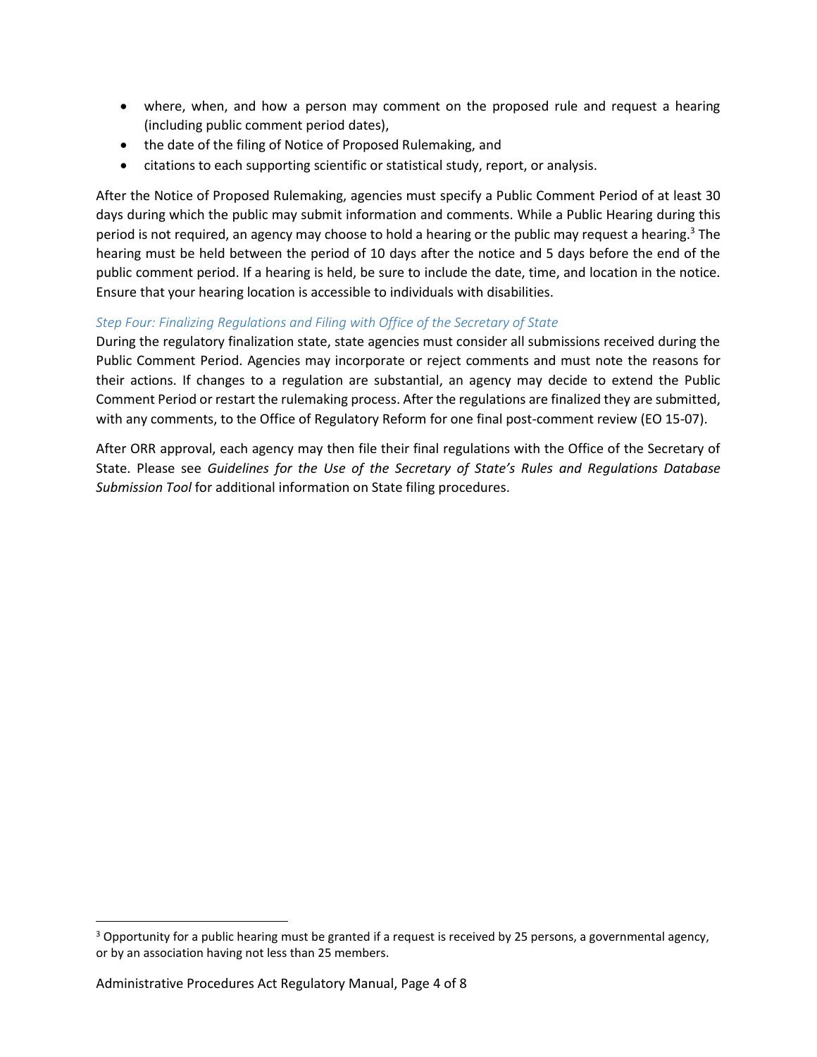- where, when, and how a person may comment on the proposed rule and request a hearing (including public comment period dates),
- the date of the filing of Notice of Proposed Rulemaking, and
- citations to each supporting scientific or statistical study, report, or analysis.

After the Notice of Proposed Rulemaking, agencies must specify a Public Comment Period of at least 30 days during which the public may submit information and comments. While a Public Hearing during this period is not required, an agency may choose to hold a hearing or the public may request a hearing.[3] The hearing must be held between the period of 10 days after the notice and 5 days before the end of the public comment period. If a hearing is held, be sure to include the date, time, and location in the notice. Ensure that your hearing location is accessible to individuals with disabilities.

### *Step Four: Finalizing Regulations and Filing with Office of the Secretary of State*

During the regulatory finalization state, state agencies must consider all submissions received during the Public Comment Period. Agencies may incorporate or reject comments and must note the reasons for their actions. If changes to a regulation are substantial, an agency may decide to extend the Public Comment Period or restart the rulemaking process. After the regulations are finalized they are submitted, with any comments, to the Office of Regulatory Reform for one final post-comment review (EO 15-07).

After ORR approval, each agency may then file their final regulations with the Office of the Secretary of State. Please see *Guidelines for the Use of the Secretary of State's Rules and Regulations Database Submission Tool* for additional information on State filing procedures.

---

[3] Opportunity for a public hearing must be granted if a request is received by 25 persons, a governmental agency, or by an association having not less than 25 members.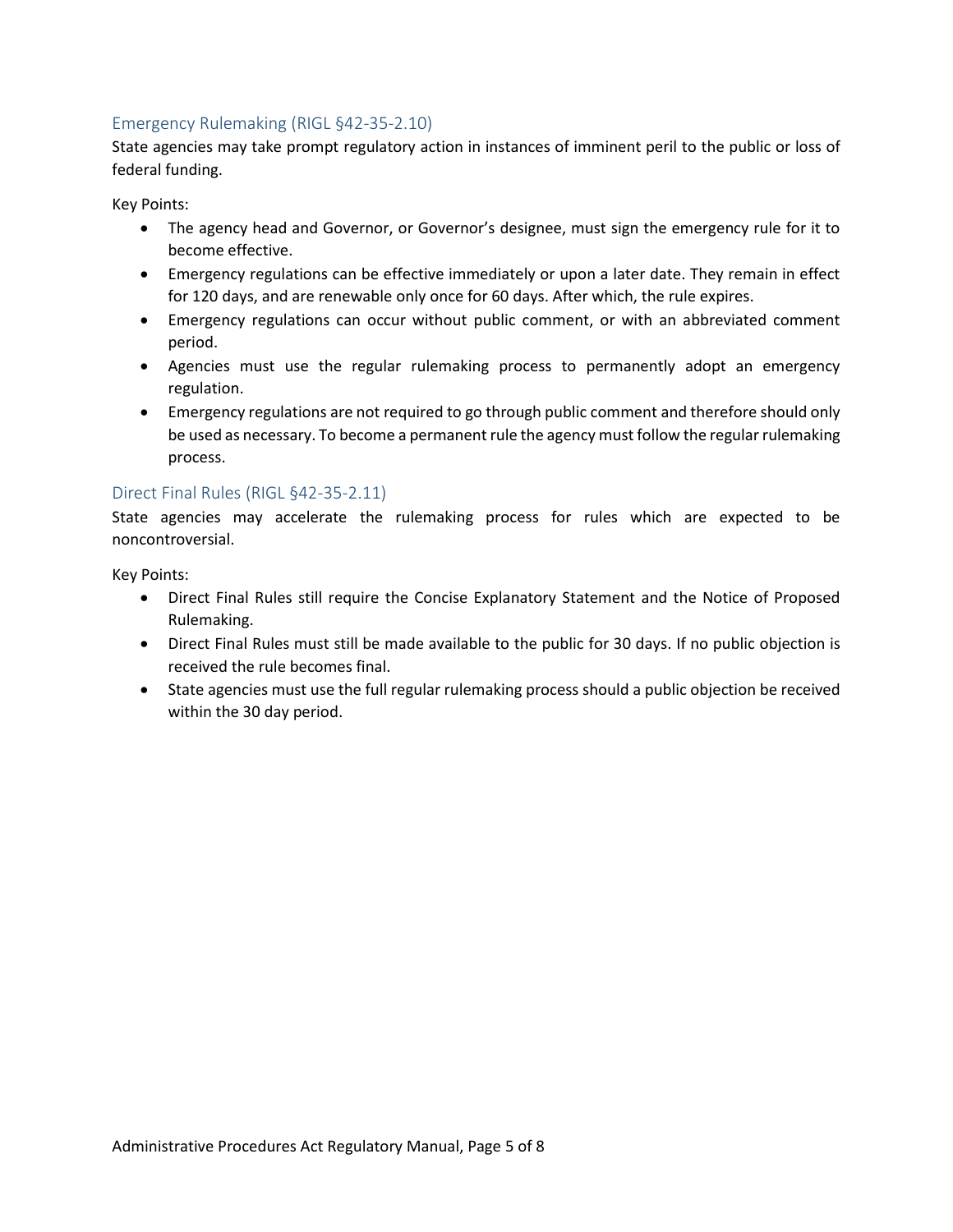## Emergency Rulemaking (RIGL §42-35-2.10)

State agencies may take prompt regulatory action in instances of imminent peril to the public or loss of federal funding.

Key Points:

- The agency head and Governor, or Governor's designee, must sign the emergency rule for it to become effective.
- Emergency regulations can be effective immediately or upon a later date. They remain in effect for 120 days, and are renewable only once for 60 days. After which, the rule expires.
- Emergency regulations can occur without public comment, or with an abbreviated comment period.
- Agencies must use the regular rulemaking process to permanently adopt an emergency regulation.
- Emergency regulations are not required to go through public comment and therefore should only be used as necessary. To become a permanent rule the agency must follow the regular rulemaking process.

## Direct Final Rules (RIGL §42-35-2.11)

State agencies may accelerate the rulemaking process for rules which are expected to be noncontroversial.

Key Points:

- Direct Final Rules still require the Concise Explanatory Statement and the Notice of Proposed Rulemaking.
- Direct Final Rules must still be made available to the public for 30 days. If no public objection is received the rule becomes final.
- State agencies must use the full regular rulemaking process should a public objection be received within the 30 day period.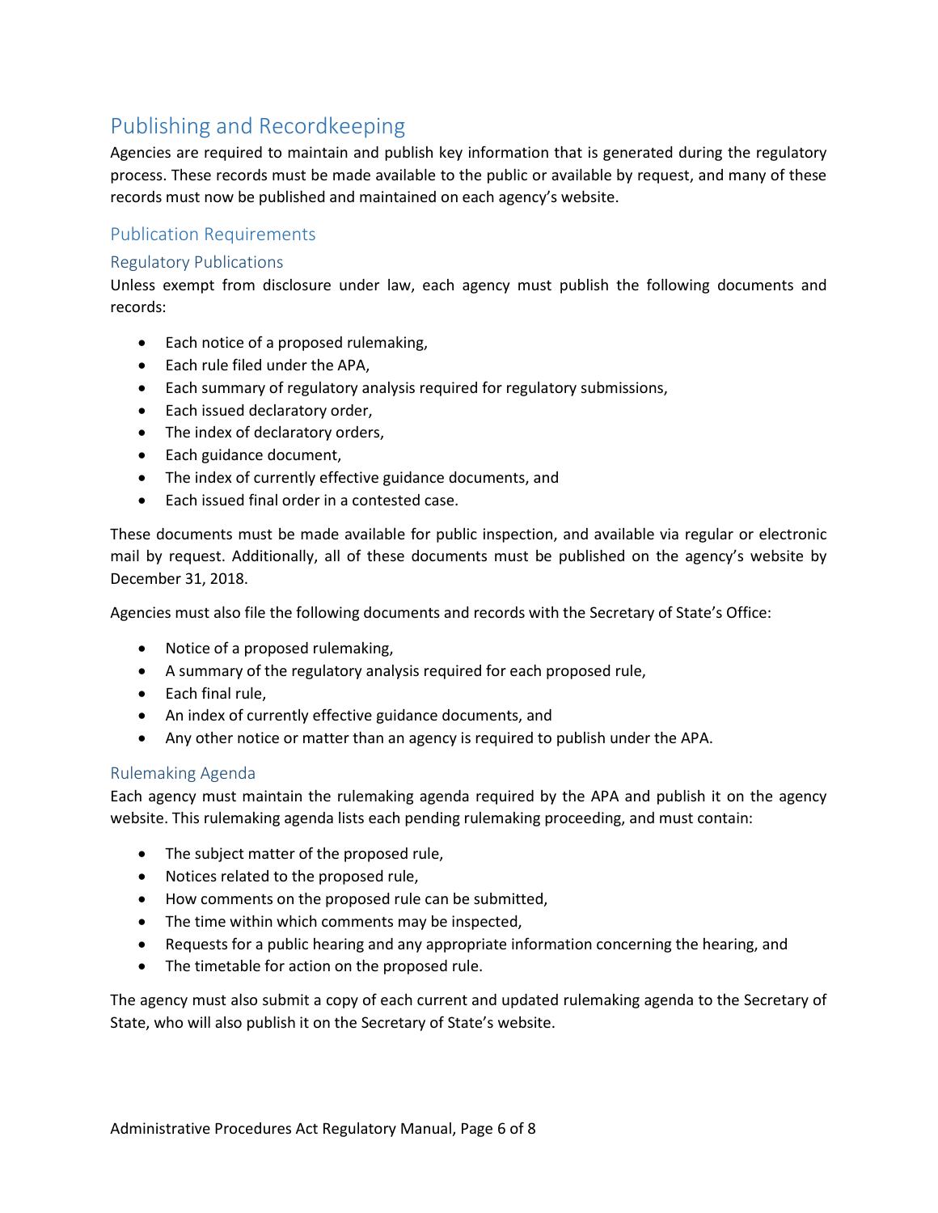# Publishing and Recordkeeping

Agencies are required to maintain and publish key information that is generated during the regulatory process. These records must be made available to the public or available by request, and many of these records must now be published and maintained on each agency's website.

## Publication Requirements

### Regulatory Publications

Unless exempt from disclosure under law, each agency must publish the following documents and records:

- Each notice of a proposed rulemaking,
- Each rule filed under the APA,
- Each summary of regulatory analysis required for regulatory submissions,
- Each issued declaratory order,
- The index of declaratory orders,
- Each guidance document,
- The index of currently effective guidance documents, and
- Each issued final order in a contested case.

These documents must be made available for public inspection, and available via regular or electronic mail by request. Additionally, all of these documents must be published on the agency's website by December 31, 2018.

Agencies must also file the following documents and records with the Secretary of State's Office:

- Notice of a proposed rulemaking,
- A summary of the regulatory analysis required for each proposed rule,
- Each final rule,
- An index of currently effective guidance documents, and
- Any other notice or matter than an agency is required to publish under the APA.

### Rulemaking Agenda

Each agency must maintain the rulemaking agenda required by the APA and publish it on the agency website. This rulemaking agenda lists each pending rulemaking proceeding, and must contain:

- The subject matter of the proposed rule,
- Notices related to the proposed rule,
- How comments on the proposed rule can be submitted,
- The time within which comments may be inspected,
- Requests for a public hearing and any appropriate information concerning the hearing, and
- The timetable for action on the proposed rule.

The agency must also submit a copy of each current and updated rulemaking agenda to the Secretary of State, who will also publish it on the Secretary of State's website.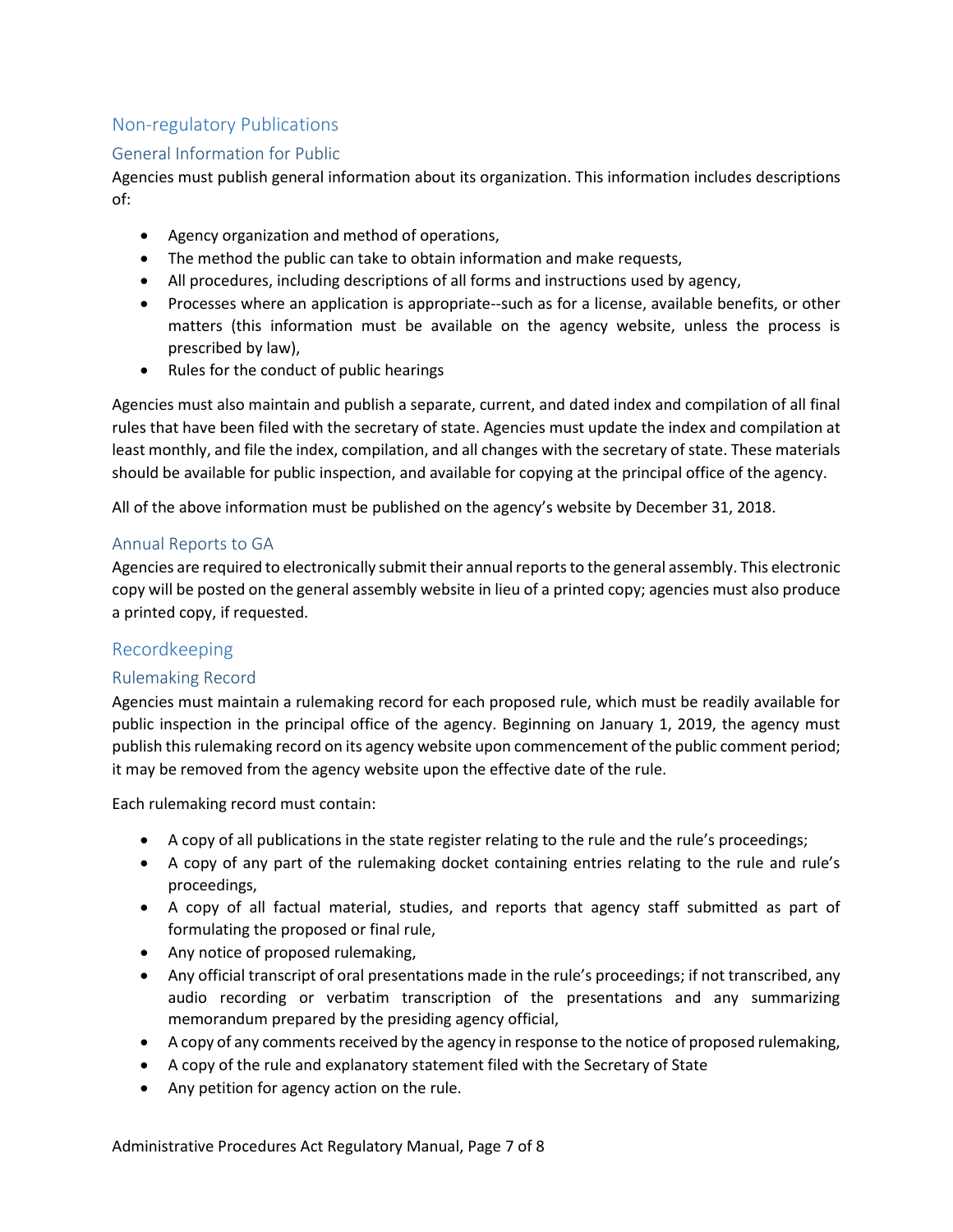## Non-regulatory Publications

### General Information for Public

Agencies must publish general information about its organization. This information includes descriptions of:

- Agency organization and method of operations,
- The method the public can take to obtain information and make requests,
- All procedures, including descriptions of all forms and instructions used by agency,
- Processes where an application is appropriate--such as for a license, available benefits, or other matters (this information must be available on the agency website, unless the process is prescribed by law),
- Rules for the conduct of public hearings

Agencies must also maintain and publish a separate, current, and dated index and compilation of all final rules that have been filed with the secretary of state. Agencies must update the index and compilation at least monthly, and file the index, compilation, and all changes with the secretary of state. These materials should be available for public inspection, and available for copying at the principal office of the agency.

All of the above information must be published on the agency's website by December 31, 2018.

### Annual Reports to GA

Agencies are required to electronically submit their annual reports to the general assembly. This electronic copy will be posted on the general assembly website in lieu of a printed copy; agencies must also produce a printed copy, if requested.

## Recordkeeping

### Rulemaking Record

Agencies must maintain a rulemaking record for each proposed rule, which must be readily available for public inspection in the principal office of the agency. Beginning on January 1, 2019, the agency must publish this rulemaking record on its agency website upon commencement of the public comment period; it may be removed from the agency website upon the effective date of the rule.

Each rulemaking record must contain:

- A copy of all publications in the state register relating to the rule and the rule's proceedings;
- A copy of any part of the rulemaking docket containing entries relating to the rule and rule's proceedings,
- A copy of all factual material, studies, and reports that agency staff submitted as part of formulating the proposed or final rule,
- Any notice of proposed rulemaking,
- Any official transcript of oral presentations made in the rule's proceedings; if not transcribed, any audio recording or verbatim transcription of the presentations and any summarizing memorandum prepared by the presiding agency official,
- A copy of any comments received by the agency in response to the notice of proposed rulemaking,
- A copy of the rule and explanatory statement filed with the Secretary of State
- Any petition for agency action on the rule.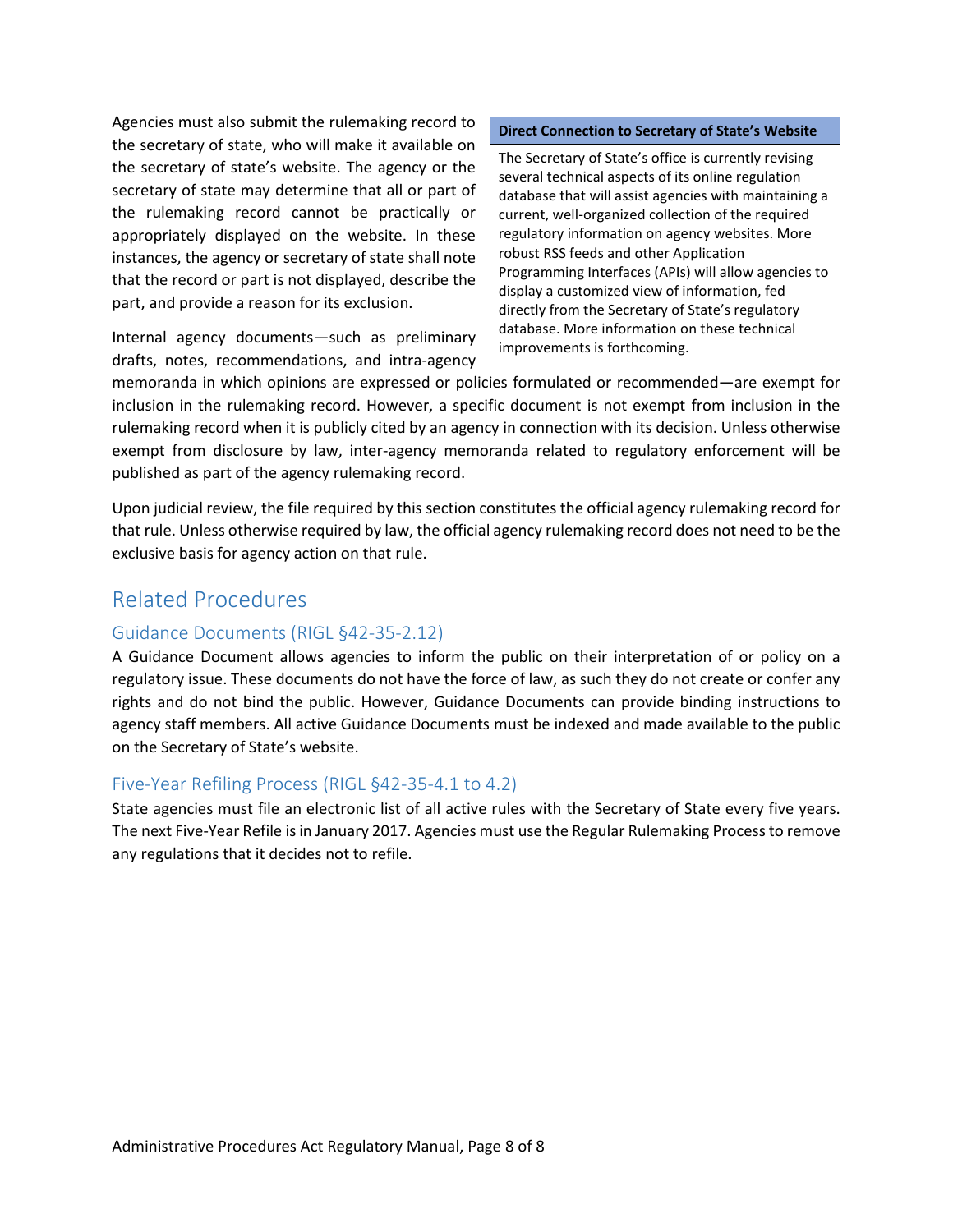Agencies must also submit the rulemaking record to the secretary of state, who will make it available on the secretary of state's website. The agency or the secretary of state may determine that all or part of the rulemaking record cannot be practically or appropriately displayed on the website. In these instances, the agency or secretary of state shall note that the record or part is not displayed, describe the part, and provide a reason for its exclusion.

Internal agency documents—such as preliminary drafts, notes, recommendations, and intra-agency memoranda in which opinions are expressed or policies formulated or recommended—are exempt for inclusion in the rulemaking record. However, a specific document is not exempt from inclusion in the rulemaking record when it is publicly cited by an agency in connection with its decision. Unless otherwise exempt from disclosure by law, inter-agency memoranda related to regulatory enforcement will be published as part of the agency rulemaking record.

> **Direct Connection to Secretary of State's Website**
>
> The Secretary of State's office is currently revising several technical aspects of its online regulation database that will assist agencies with maintaining a current, well-organized collection of the required regulatory information on agency websites. More robust RSS feeds and other Application Programming Interfaces (APIs) will allow agencies to display a customized view of information, fed directly from the Secretary of State's regulatory database. More information on these technical improvements is forthcoming.

Upon judicial review, the file required by this section constitutes the official agency rulemaking record for that rule. Unless otherwise required by law, the official agency rulemaking record does not need to be the exclusive basis for agency action on that rule.

## Related Procedures

### Guidance Documents (RIGL §42-35-2.12)

A Guidance Document allows agencies to inform the public on their interpretation of or policy on a regulatory issue. These documents do not have the force of law, as such they do not create or confer any rights and do not bind the public. However, Guidance Documents can provide binding instructions to agency staff members. All active Guidance Documents must be indexed and made available to the public on the Secretary of State's website.

### Five-Year Refiling Process (RIGL §42-35-4.1 to 4.2)

State agencies must file an electronic list of all active rules with the Secretary of State every five years. The next Five-Year Refile is in January 2017. Agencies must use the Regular Rulemaking Process to remove any regulations that it decides not to refile.